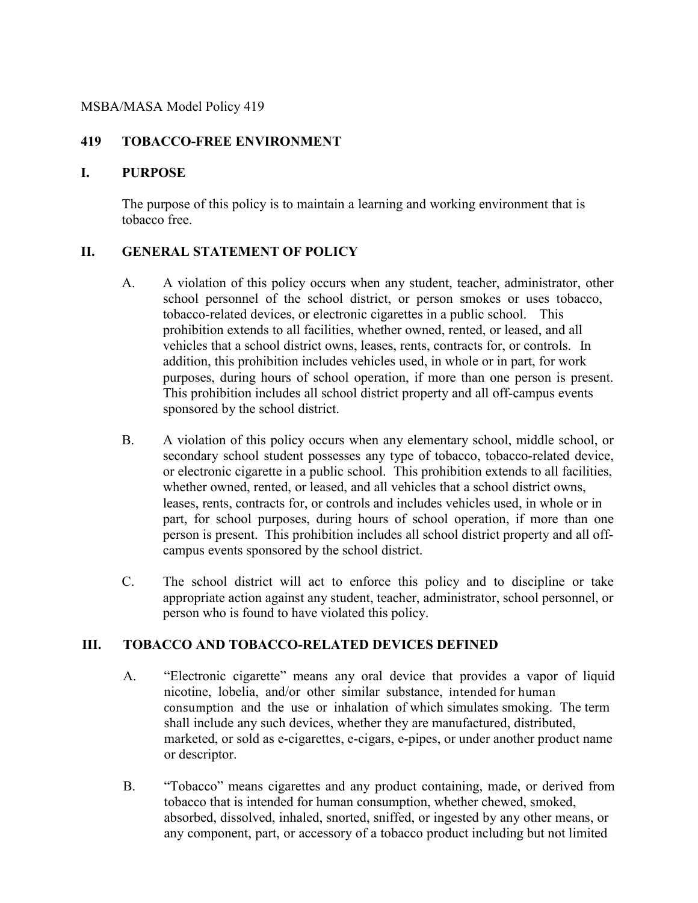MSBA/MASA Model Policy 419

# 419 TOBACCO-FREE ENVIRONMENT

## I. PURPOSE

The purpose of this policy is to maintain a learning and working environment that is tobacco free.

## II. GENERAL STATEMENT OF POLICY

A. A violation of this policy occurs when any student, teacher, administrator, other school personnel of the school district, or person smokes or uses tobacco, tobacco-related devices, or electronic cigarettes in a public school. This prohibition extends to all facilities, whether owned, rented, or leased, and all vehicles that a school district owns, leases, rents, contracts for, or controls. In addition, this prohibition includes vehicles used, in whole or in part, for work purposes, during hours of school operation, if more than one person is present. This prohibition includes all school district property and all off-campus events sponsored by the school district.

B. A violation of this policy occurs when any elementary school, middle school, or secondary school student possesses any type of tobacco, tobacco-related device, or electronic cigarette in a public school. This prohibition extends to all facilities, whether owned, rented, or leased, and all vehicles that a school district owns, leases, rents, contracts for, or controls and includes vehicles used, in whole or in part, for school purposes, during hours of school operation, if more than one person is present. This prohibition includes all school district property and all off-campus events sponsored by the school district.

C. The school district will act to enforce this policy and to discipline or take appropriate action against any student, teacher, administrator, school personnel, or person who is found to have violated this policy.

## III. TOBACCO AND TOBACCO-RELATED DEVICES DEFINED

A. "Electronic cigarette" means any oral device that provides a vapor of liquid nicotine, lobelia, and/or other similar substance, intended for human consumption and the use or inhalation of which simulates smoking. The term shall include any such devices, whether they are manufactured, distributed, marketed, or sold as e-cigarettes, e-cigars, e-pipes, or under another product name or descriptor.

B. "Tobacco" means cigarettes and any product containing, made, or derived from tobacco that is intended for human consumption, whether chewed, smoked, absorbed, dissolved, inhaled, snorted, sniffed, or ingested by any other means, or any component, part, or accessory of a tobacco product including but not limited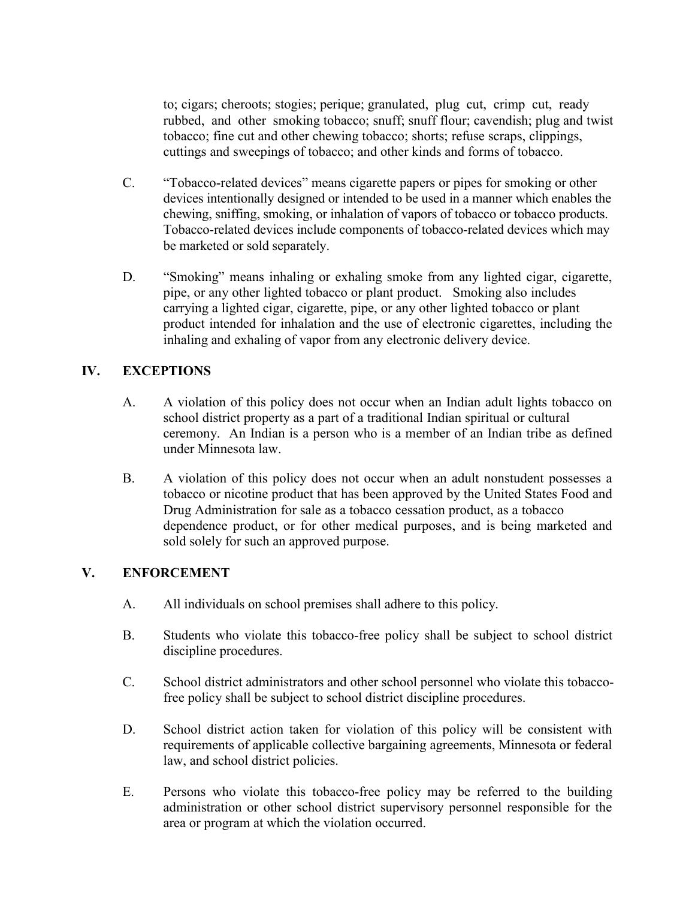to; cigars; cheroots; stogies; perique; granulated, plug cut, crimp cut, ready rubbed, and other smoking tobacco; snuff; snuff flour; cavendish; plug and twist tobacco; fine cut and other chewing tobacco; shorts; refuse scraps, clippings, cuttings and sweepings of tobacco; and other kinds and forms of tobacco.

C. "Tobacco-related devices" means cigarette papers or pipes for smoking or other devices intentionally designed or intended to be used in a manner which enables the chewing, sniffing, smoking, or inhalation of vapors of tobacco or tobacco products. Tobacco-related devices include components of tobacco-related devices which may be marketed or sold separately.

D. "Smoking" means inhaling or exhaling smoke from any lighted cigar, cigarette, pipe, or any other lighted tobacco or plant product. Smoking also includes carrying a lighted cigar, cigarette, pipe, or any other lighted tobacco or plant product intended for inhalation and the use of electronic cigarettes, including the inhaling and exhaling of vapor from any electronic delivery device.

## IV. EXCEPTIONS

A. A violation of this policy does not occur when an Indian adult lights tobacco on school district property as a part of a traditional Indian spiritual or cultural ceremony. An Indian is a person who is a member of an Indian tribe as defined under Minnesota law.

B. A violation of this policy does not occur when an adult nonstudent possesses a tobacco or nicotine product that has been approved by the United States Food and Drug Administration for sale as a tobacco cessation product, as a tobacco dependence product, or for other medical purposes, and is being marketed and sold solely for such an approved purpose.

## V. ENFORCEMENT

A. All individuals on school premises shall adhere to this policy.

B. Students who violate this tobacco-free policy shall be subject to school district discipline procedures.

C. School district administrators and other school personnel who violate this tobacco-free policy shall be subject to school district discipline procedures.

D. School district action taken for violation of this policy will be consistent with requirements of applicable collective bargaining agreements, Minnesota or federal law, and school district policies.

E. Persons who violate this tobacco-free policy may be referred to the building administration or other school district supervisory personnel responsible for the area or program at which the violation occurred.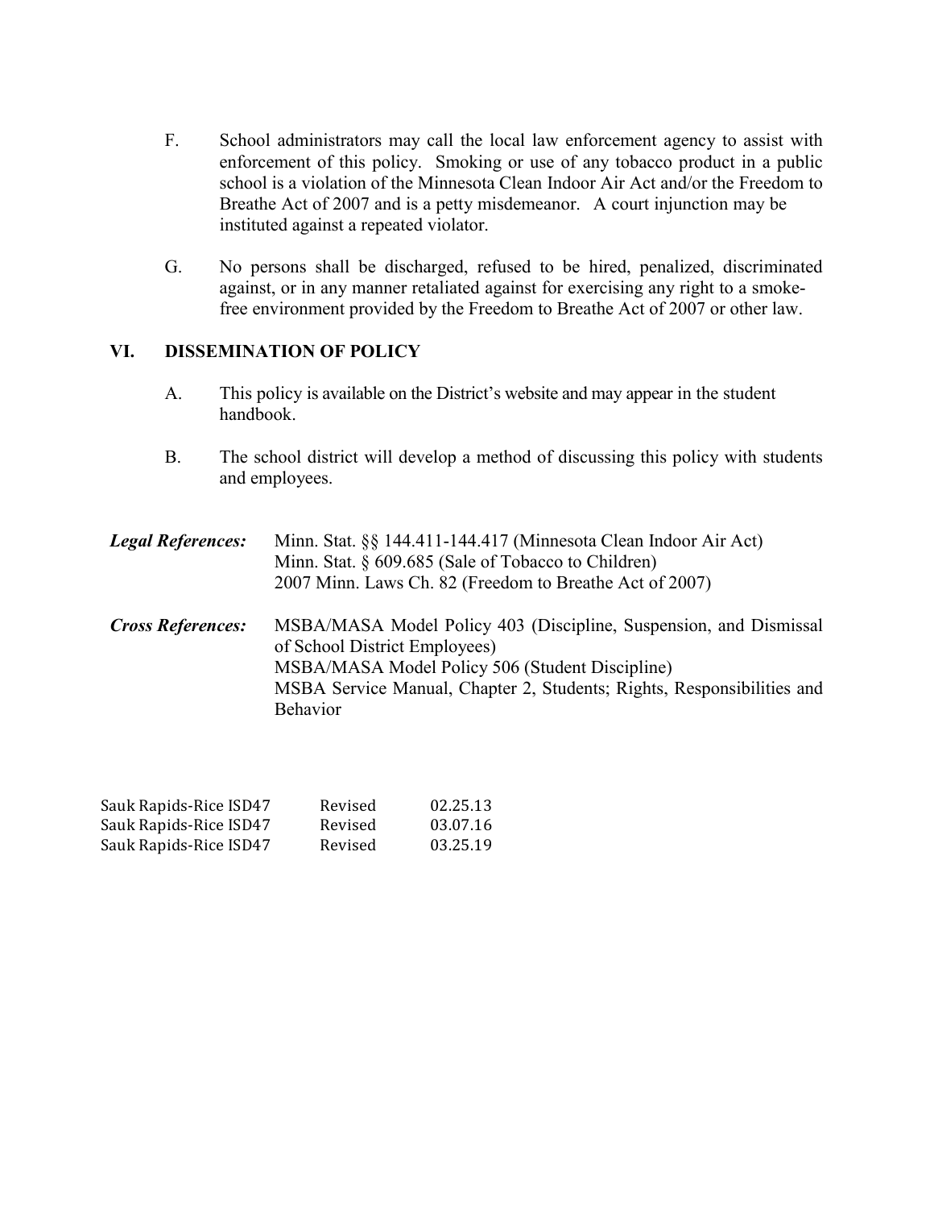F. School administrators may call the local law enforcement agency to assist with enforcement of this policy. Smoking or use of any tobacco product in a public school is a violation of the Minnesota Clean Indoor Air Act and/or the Freedom to Breathe Act of 2007 and is a petty misdemeanor. A court injunction may be instituted against a repeated violator.

G. No persons shall be discharged, refused to be hired, penalized, discriminated against, or in any manner retaliated against for exercising any right to a smoke-free environment provided by the Freedom to Breathe Act of 2007 or other law.

## VI. DISSEMINATION OF POLICY

A. This policy is available on the District's website and may appear in the student handbook.

B. The school district will develop a method of discussing this policy with students and employees.

***Legal References:*** Minn. Stat. §§ 144.411-144.417 (Minnesota Clean Indoor Air Act)
Minn. Stat. § 609.685 (Sale of Tobacco to Children)
2007 Minn. Laws Ch. 82 (Freedom to Breathe Act of 2007)

***Cross References:*** MSBA/MASA Model Policy 403 (Discipline, Suspension, and Dismissal of School District Employees)
MSBA/MASA Model Policy 506 (Student Discipline)
MSBA Service Manual, Chapter 2, Students; Rights, Responsibilities and Behavior

| | | |
|---|---|---|
| Sauk Rapids-Rice ISD47 | Revised | 02.25.13 |
| Sauk Rapids-Rice ISD47 | Revised | 03.07.16 |
| Sauk Rapids-Rice ISD47 | Revised | 03.25.19 |